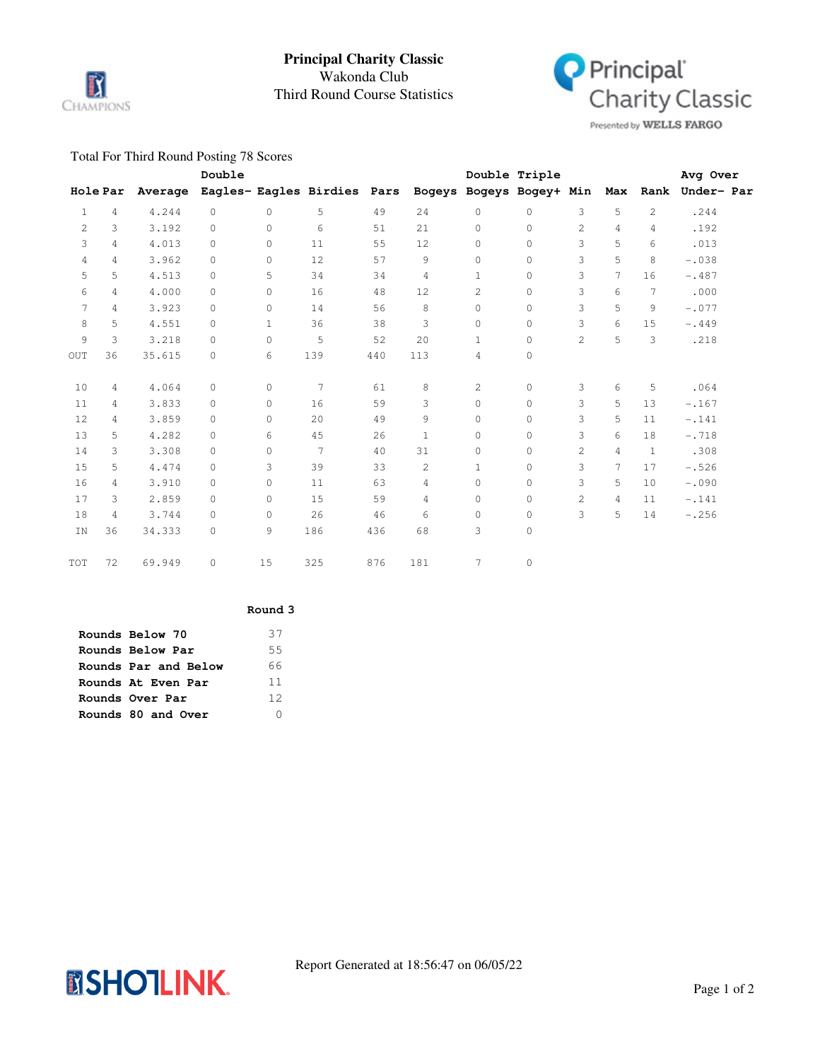# Principal Charity Classic

Wakonda Club

Third Round Course Statistics

Principal Charity Classic

Presented by WELLS FARGO

Total For Third Round Posting 78 Scores

| Hole | Par | Average | Double Eagles- | Eagles | Birdies | Pars | Bogeys | Double Bogeys | Triple Bogey+ | Min | Max | Rank | Avg Over Under- Par |
|---|---|---|---|---|---|---|---|---|---|---|---|---|---|
| 1 | 4 | 4.244 | 0 | 0 | 5 | 49 | 24 | 0 | 0 | 3 | 5 | 2 | .244 |
| 2 | 3 | 3.192 | 0 | 0 | 6 | 51 | 21 | 0 | 0 | 2 | 4 | 4 | .192 |
| 3 | 4 | 4.013 | 0 | 0 | 11 | 55 | 12 | 0 | 0 | 3 | 5 | 6 | .013 |
| 4 | 4 | 3.962 | 0 | 0 | 12 | 57 | 9 | 0 | 0 | 3 | 5 | 8 | -.038 |
| 5 | 5 | 4.513 | 0 | 5 | 34 | 34 | 4 | 1 | 0 | 3 | 7 | 16 | -.487 |
| 6 | 4 | 4.000 | 0 | 0 | 16 | 48 | 12 | 2 | 0 | 3 | 6 | 7 | .000 |
| 7 | 4 | 3.923 | 0 | 0 | 14 | 56 | 8 | 0 | 0 | 3 | 5 | 9 | -.077 |
| 8 | 5 | 4.551 | 0 | 1 | 36 | 38 | 3 | 0 | 0 | 3 | 6 | 15 | -.449 |
| 9 | 3 | 3.218 | 0 | 0 | 5 | 52 | 20 | 1 | 0 | 2 | 5 | 3 | .218 |
| OUT | 36 | 35.615 | 0 | 6 | 139 | 440 | 113 | 4 | 0 | | | | |
| 10 | 4 | 4.064 | 0 | 0 | 7 | 61 | 8 | 2 | 0 | 3 | 6 | 5 | .064 |
| 11 | 4 | 3.833 | 0 | 0 | 16 | 59 | 3 | 0 | 0 | 3 | 5 | 13 | -.167 |
| 12 | 4 | 3.859 | 0 | 0 | 20 | 49 | 9 | 0 | 0 | 3 | 5 | 11 | -.141 |
| 13 | 5 | 4.282 | 0 | 6 | 45 | 26 | 1 | 0 | 0 | 3 | 6 | 18 | -.718 |
| 14 | 3 | 3.308 | 0 | 0 | 7 | 40 | 31 | 0 | 0 | 2 | 4 | 1 | .308 |
| 15 | 5 | 4.474 | 0 | 3 | 39 | 33 | 2 | 1 | 0 | 3 | 7 | 17 | -.526 |
| 16 | 4 | 3.910 | 0 | 0 | 11 | 63 | 4 | 0 | 0 | 3 | 5 | 10 | -.090 |
| 17 | 3 | 2.859 | 0 | 0 | 15 | 59 | 4 | 0 | 0 | 2 | 4 | 11 | -.141 |
| 18 | 4 | 3.744 | 0 | 0 | 26 | 46 | 6 | 0 | 0 | 3 | 5 | 14 | -.256 |
| IN | 36 | 34.333 | 0 | 9 | 186 | 436 | 68 | 3 | 0 | | | | |
| TOT | 72 | 69.949 | 0 | 15 | 325 | 876 | 181 | 7 | 0 | | | | |

| | Round 3 |
|---|---|
| **Rounds Below 70** | 37 |
| **Rounds Below Par** | 55 |
| **Rounds Par and Below** | 66 |
| **Rounds At Even Par** | 11 |
| **Rounds Over Par** | 12 |
| **Rounds 80 and Over** | 0 |

Report Generated at 18:56:47 on 06/05/22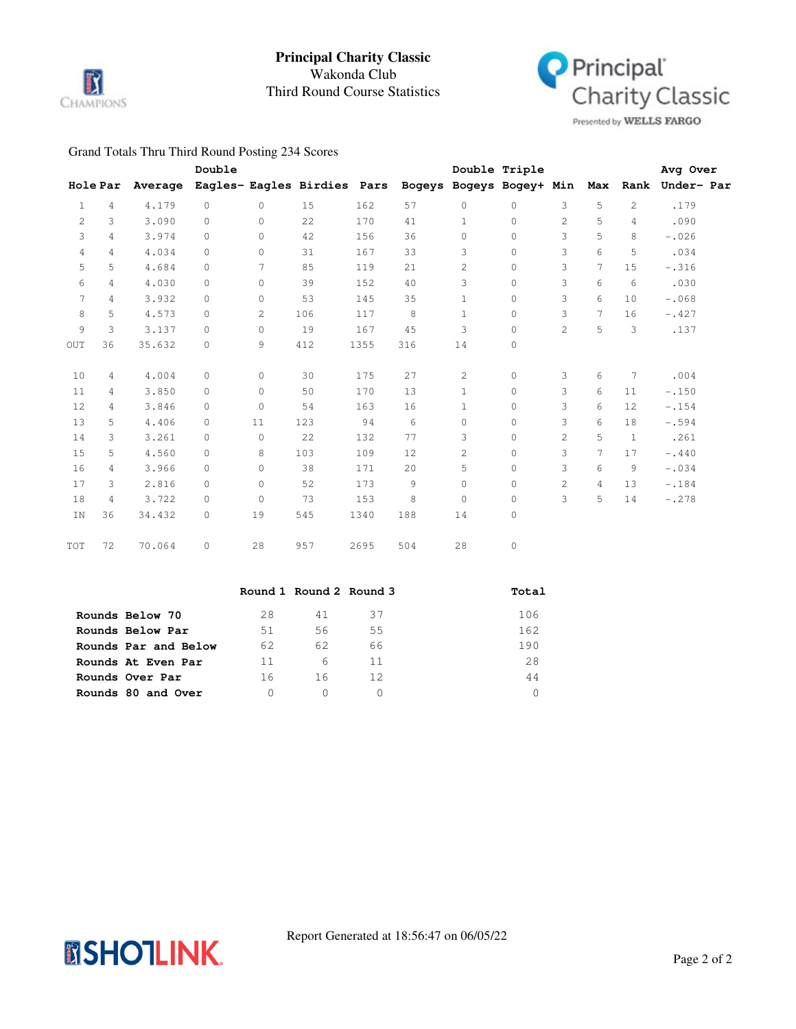# Principal Charity Classic

Wakonda Club

Third Round Course Statistics

Principal Charity Classic

Presented by WELLS FARGO

Grand Totals Thru Third Round Posting 234 Scores

| Hole | Par | Average | Double Eagles- | Eagles | Birdies | Pars | Bogeys | Double Bogeys | Triple Bogey+ | Min | Max | Rank | Avg Over Under- Par |
|---|---|---|---|---|---|---|---|---|---|---|---|---|---|
| 1 | 4 | 4.179 | 0 | 0 | 15 | 162 | 57 | 0 | 0 | 3 | 5 | 2 | .179 |
| 2 | 3 | 3.090 | 0 | 0 | 22 | 170 | 41 | 1 | 0 | 2 | 5 | 4 | .090 |
| 3 | 4 | 3.974 | 0 | 0 | 42 | 156 | 36 | 0 | 0 | 3 | 5 | 8 | -.026 |
| 4 | 4 | 4.034 | 0 | 0 | 31 | 167 | 33 | 3 | 0 | 3 | 6 | 5 | .034 |
| 5 | 5 | 4.684 | 0 | 7 | 85 | 119 | 21 | 2 | 0 | 3 | 7 | 15 | -.316 |
| 6 | 4 | 4.030 | 0 | 0 | 39 | 152 | 40 | 3 | 0 | 3 | 6 | 6 | .030 |
| 7 | 4 | 3.932 | 0 | 0 | 53 | 145 | 35 | 1 | 0 | 3 | 6 | 10 | -.068 |
| 8 | 5 | 4.573 | 0 | 2 | 106 | 117 | 8 | 1 | 0 | 3 | 7 | 16 | -.427 |
| 9 | 3 | 3.137 | 0 | 0 | 19 | 167 | 45 | 3 | 0 | 2 | 5 | 3 | .137 |
| OUT | 36 | 35.632 | 0 | 9 | 412 | 1355 | 316 | 14 | 0 | | | | |
| 10 | 4 | 4.004 | 0 | 0 | 30 | 175 | 27 | 2 | 0 | 3 | 6 | 7 | .004 |
| 11 | 4 | 3.850 | 0 | 0 | 50 | 170 | 13 | 1 | 0 | 3 | 6 | 11 | -.150 |
| 12 | 4 | 3.846 | 0 | 0 | 54 | 163 | 16 | 1 | 0 | 3 | 6 | 12 | -.154 |
| 13 | 5 | 4.406 | 0 | 11 | 123 | 94 | 6 | 0 | 0 | 3 | 6 | 18 | -.594 |
| 14 | 3 | 3.261 | 0 | 0 | 22 | 132 | 77 | 3 | 0 | 2 | 5 | 1 | .261 |
| 15 | 5 | 4.560 | 0 | 8 | 103 | 109 | 12 | 2 | 0 | 3 | 7 | 17 | -.440 |
| 16 | 4 | 3.966 | 0 | 0 | 38 | 171 | 20 | 5 | 0 | 3 | 6 | 9 | -.034 |
| 17 | 3 | 2.816 | 0 | 0 | 52 | 173 | 9 | 0 | 0 | 2 | 4 | 13 | -.184 |
| 18 | 4 | 3.722 | 0 | 0 | 73 | 153 | 8 | 0 | 0 | 3 | 5 | 14 | -.278 |
| IN | 36 | 34.432 | 0 | 19 | 545 | 1340 | 188 | 14 | 0 | | | | |
| TOT | 72 | 70.064 | 0 | 28 | 957 | 2695 | 504 | 28 | 0 | | | | |

| | Round 1 | Round 2 | Round 3 | Total |
|---|---|---|---|---|
| **Rounds Below 70** | 28 | 41 | 37 | 106 |
| **Rounds Below Par** | 51 | 56 | 55 | 162 |
| **Rounds Par and Below** | 62 | 62 | 66 | 190 |
| **Rounds At Even Par** | 11 | 6 | 11 | 28 |
| **Rounds Over Par** | 16 | 16 | 12 | 44 |
| **Rounds 80 and Over** | 0 | 0 | 0 | 0 |

Report Generated at 18:56:47 on 06/05/22